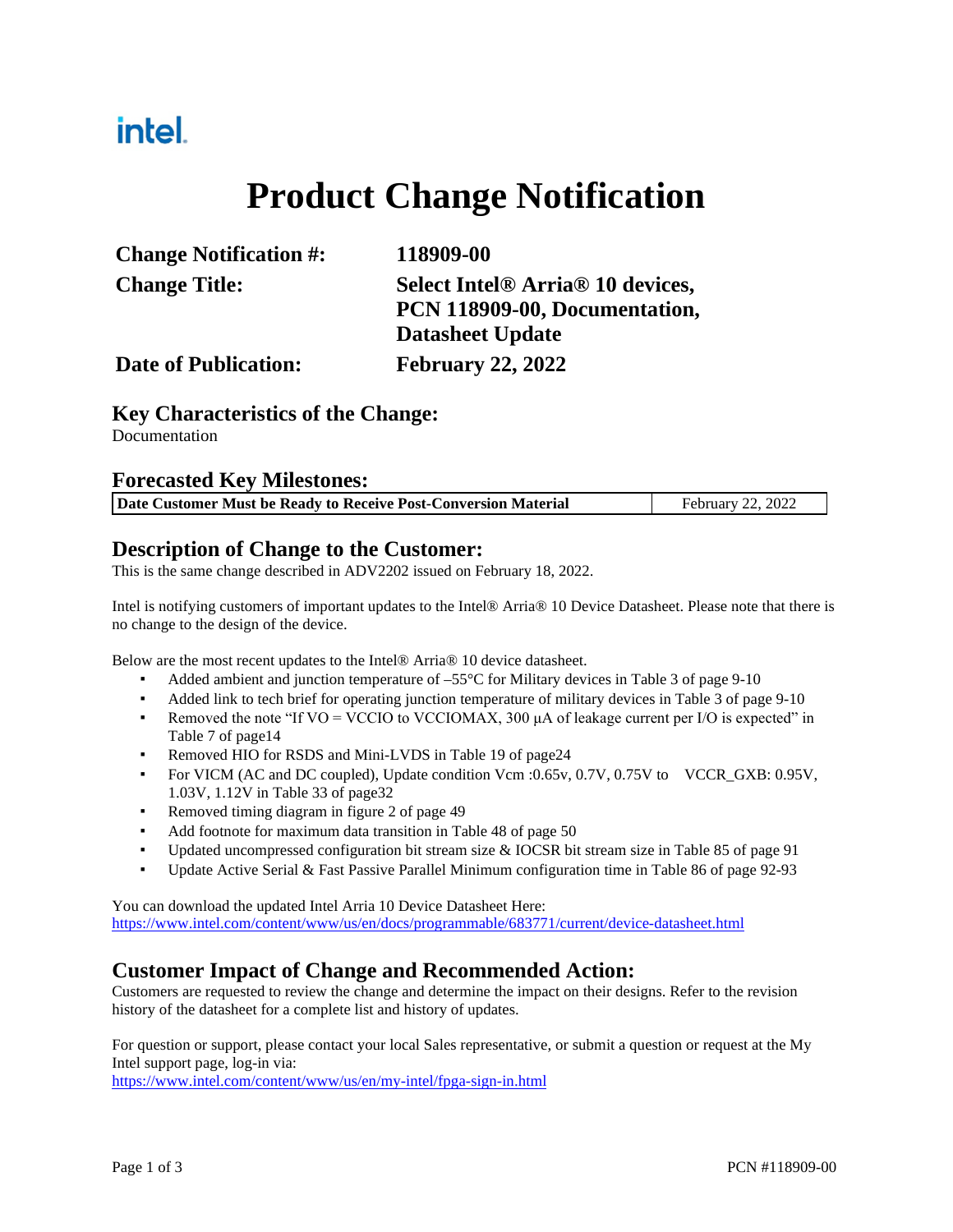intel.

# Product Change Notification

| | |
|---|---|
| **Change Notification #:** | **118909-00** |
| **Change Title:** | **Select Intel® Arria® 10 devices, PCN 118909-00, Documentation, Datasheet Update** |
| **Date of Publication:** | **February 22, 2022** |

## Key Characteristics of the Change:

Documentation

## Forecasted Key Milestones:

| **Date Customer Must be Ready to Receive Post-Conversion Material** | February 22, 2022 |
|---|---|

## Description of Change to the Customer:

This is the same change described in ADV2202 issued on February 18, 2022.

Intel is notifying customers of important updates to the Intel® Arria® 10 Device Datasheet. Please note that there is no change to the design of the device.

Below are the most recent updates to the Intel® Arria® 10 device datasheet.

- Added ambient and junction temperature of –55°C for Military devices in Table 3 of page 9-10
- Added link to tech brief for operating junction temperature of military devices in Table 3 of page 9-10
- Removed the note "If VO = VCCIO to VCCIOMAX, 300 µA of leakage current per I/O is expected" in Table 7 of page14
- Removed HIO for RSDS and Mini-LVDS in Table 19 of page24
- For VICM (AC and DC coupled), Update condition Vcm :0.65v, 0.7V, 0.75V to VCCR_GXB: 0.95V, 1.03V, 1.12V in Table 33 of page32
- Removed timing diagram in figure 2 of page 49
- Add footnote for maximum data transition in Table 48 of page 50
- Updated uncompressed configuration bit stream size & IOCSR bit stream size in Table 85 of page 91
- Update Active Serial & Fast Passive Parallel Minimum configuration time in Table 86 of page 92-93

You can download the updated Intel Arria 10 Device Datasheet Here:
https://www.intel.com/content/www/us/en/docs/programmable/683771/current/device-datasheet.html

## Customer Impact of Change and Recommended Action:

Customers are requested to review the change and determine the impact on their designs. Refer to the revision history of the datasheet for a complete list and history of updates.

For question or support, please contact your local Sales representative, or submit a question or request at the My Intel support page, log-in via:
https://www.intel.com/content/www/us/en/my-intel/fpga-sign-in.html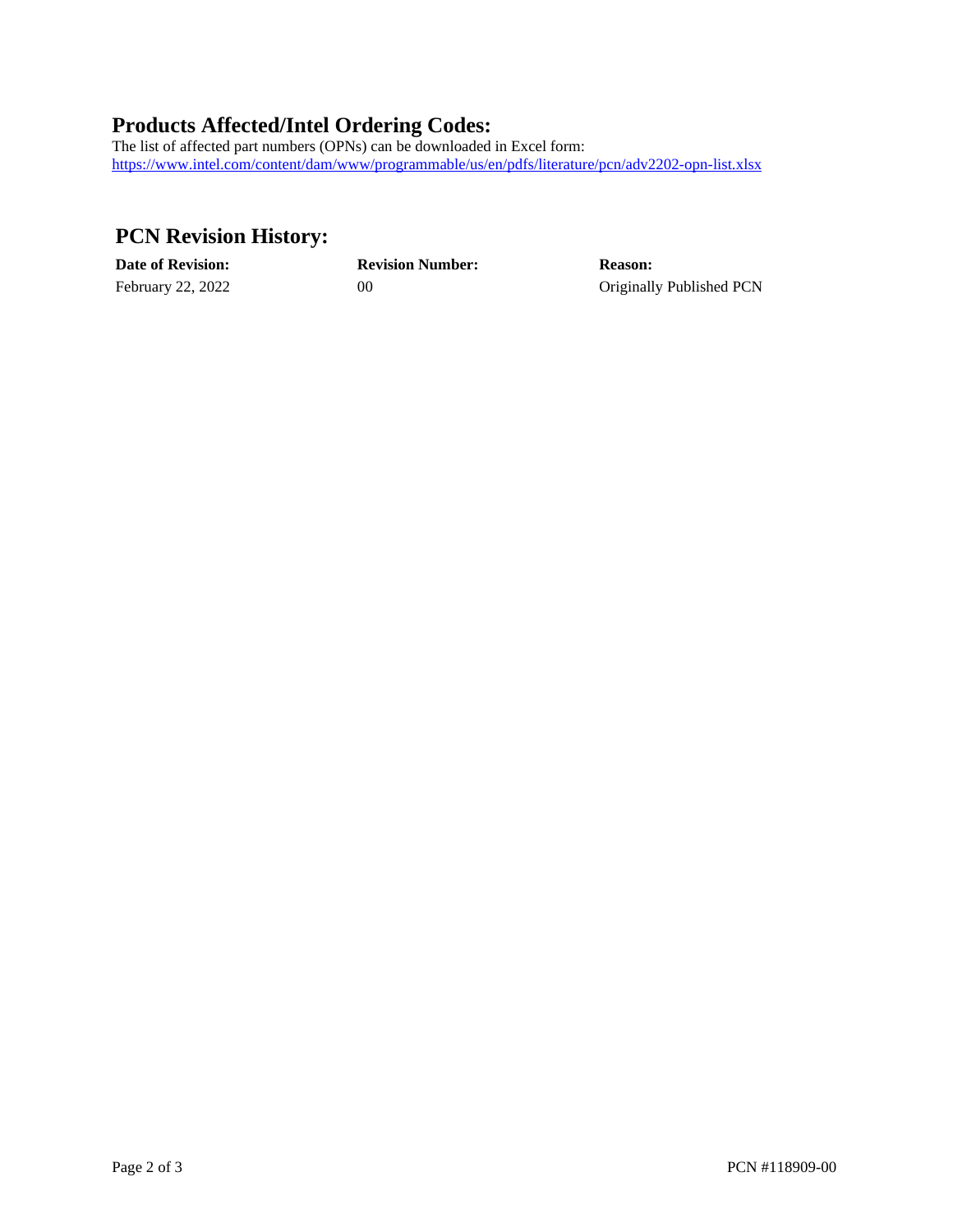## Products Affected/Intel Ordering Codes:

The list of affected part numbers (OPNs) can be downloaded in Excel form:
https://www.intel.com/content/dam/www/programmable/us/en/pdfs/literature/pcn/adv2202-opn-list.xlsx

## PCN Revision History:

| Date of Revision: | Revision Number: | Reason: |
| --- | --- | --- |
| February 22, 2022 | 00 | Originally Published PCN |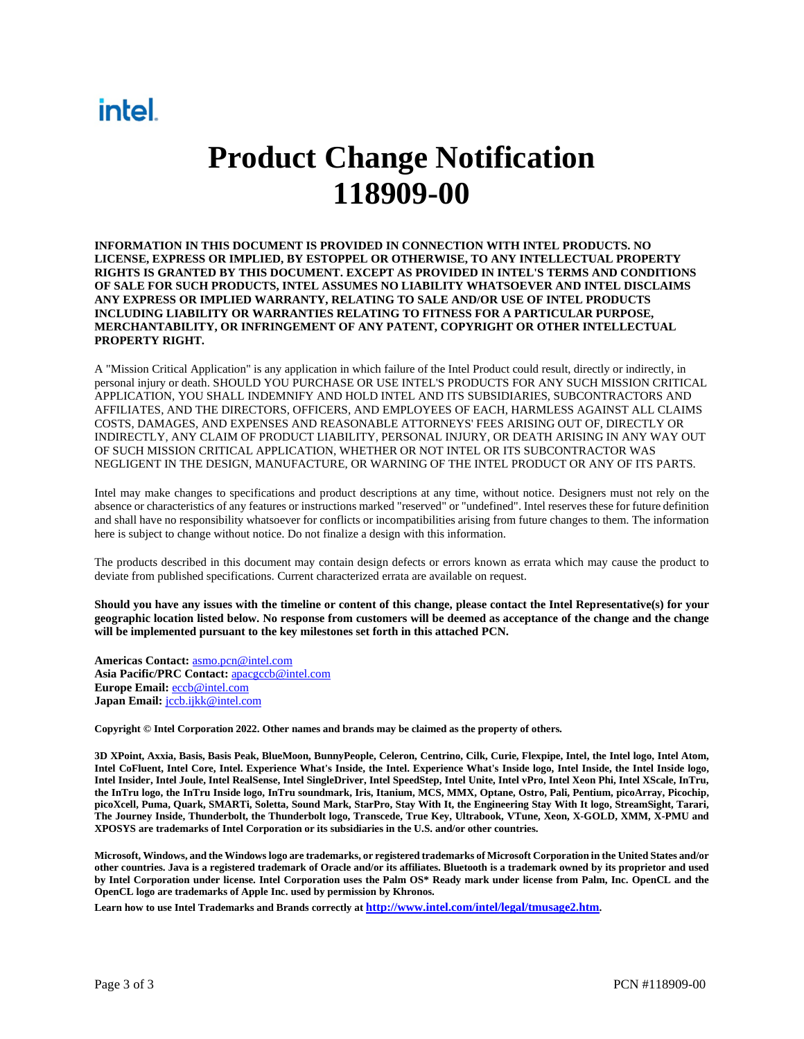intel.

# Product Change Notification 118909-00

**INFORMATION IN THIS DOCUMENT IS PROVIDED IN CONNECTION WITH INTEL PRODUCTS. NO LICENSE, EXPRESS OR IMPLIED, BY ESTOPPEL OR OTHERWISE, TO ANY INTELLECTUAL PROPERTY RIGHTS IS GRANTED BY THIS DOCUMENT. EXCEPT AS PROVIDED IN INTEL'S TERMS AND CONDITIONS OF SALE FOR SUCH PRODUCTS, INTEL ASSUMES NO LIABILITY WHATSOEVER AND INTEL DISCLAIMS ANY EXPRESS OR IMPLIED WARRANTY, RELATING TO SALE AND/OR USE OF INTEL PRODUCTS INCLUDING LIABILITY OR WARRANTIES RELATING TO FITNESS FOR A PARTICULAR PURPOSE, MERCHANTABILITY, OR INFRINGEMENT OF ANY PATENT, COPYRIGHT OR OTHER INTELLECTUAL PROPERTY RIGHT.**

A "Mission Critical Application" is any application in which failure of the Intel Product could result, directly or indirectly, in personal injury or death. SHOULD YOU PURCHASE OR USE INTEL'S PRODUCTS FOR ANY SUCH MISSION CRITICAL APPLICATION, YOU SHALL INDEMNIFY AND HOLD INTEL AND ITS SUBSIDIARIES, SUBCONTRACTORS AND AFFILIATES, AND THE DIRECTORS, OFFICERS, AND EMPLOYEES OF EACH, HARMLESS AGAINST ALL CLAIMS COSTS, DAMAGES, AND EXPENSES AND REASONABLE ATTORNEYS' FEES ARISING OUT OF, DIRECTLY OR INDIRECTLY, ANY CLAIM OF PRODUCT LIABILITY, PERSONAL INJURY, OR DEATH ARISING IN ANY WAY OUT OF SUCH MISSION CRITICAL APPLICATION, WHETHER OR NOT INTEL OR ITS SUBCONTRACTOR WAS NEGLIGENT IN THE DESIGN, MANUFACTURE, OR WARNING OF THE INTEL PRODUCT OR ANY OF ITS PARTS.

Intel may make changes to specifications and product descriptions at any time, without notice. Designers must not rely on the absence or characteristics of any features or instructions marked "reserved" or "undefined". Intel reserves these for future definition and shall have no responsibility whatsoever for conflicts or incompatibilities arising from future changes to them. The information here is subject to change without notice. Do not finalize a design with this information.

The products described in this document may contain design defects or errors known as errata which may cause the product to deviate from published specifications. Current characterized errata are available on request.

**Should you have any issues with the timeline or content of this change, please contact the Intel Representative(s) for your geographic location listed below. No response from customers will be deemed as acceptance of the change and the change will be implemented pursuant to the key milestones set forth in this attached PCN.**

**Americas Contact:** asmo.pcn@intel.com
**Asia Pacific/PRC Contact:** apacgccb@intel.com
**Europe Email:** eccb@intel.com
**Japan Email:** jccb.ijkk@intel.com

**Copyright © Intel Corporation 2022. Other names and brands may be claimed as the property of others.**

**3D XPoint, Axxia, Basis, Basis Peak, BlueMoon, BunnyPeople, Celeron, Centrino, Cilk, Curie, Flexpipe, Intel, the Intel logo, Intel Atom, Intel CoFluent, Intel Core, Intel. Experience What's Inside, the Intel. Experience What's Inside logo, Intel Inside, the Intel Inside logo, Intel Insider, Intel Joule, Intel RealSense, Intel SingleDriver, Intel SpeedStep, Intel Unite, Intel vPro, Intel Xeon Phi, Intel XScale, InTru, the InTru logo, the InTru Inside logo, InTru soundmark, Iris, Itanium, MCS, MMX, Optane, Ostro, Pali, Pentium, picoArray, Picochip, picoXcell, Puma, Quark, SMARTi, Soletta, Sound Mark, StarPro, Stay With It, the Engineering Stay With It logo, StreamSight, Tarari, The Journey Inside, Thunderbolt, the Thunderbolt logo, Transcede, True Key, Ultrabook, VTune, Xeon, X-GOLD, XMM, X-PMU and XPOSYS are trademarks of Intel Corporation or its subsidiaries in the U.S. and/or other countries.**

**Microsoft, Windows, and the Windows logo are trademarks, or registered trademarks of Microsoft Corporation in the United States and/or other countries. Java is a registered trademark of Oracle and/or its affiliates. Bluetooth is a trademark owned by its proprietor and used by Intel Corporation under license. Intel Corporation uses the Palm OS* Ready mark under license from Palm, Inc. OpenCL and the OpenCL logo are trademarks of Apple Inc. used by permission by Khronos.**

**Learn how to use Intel Trademarks and Brands correctly at http://www.intel.com/intel/legal/tmusage2.htm.**